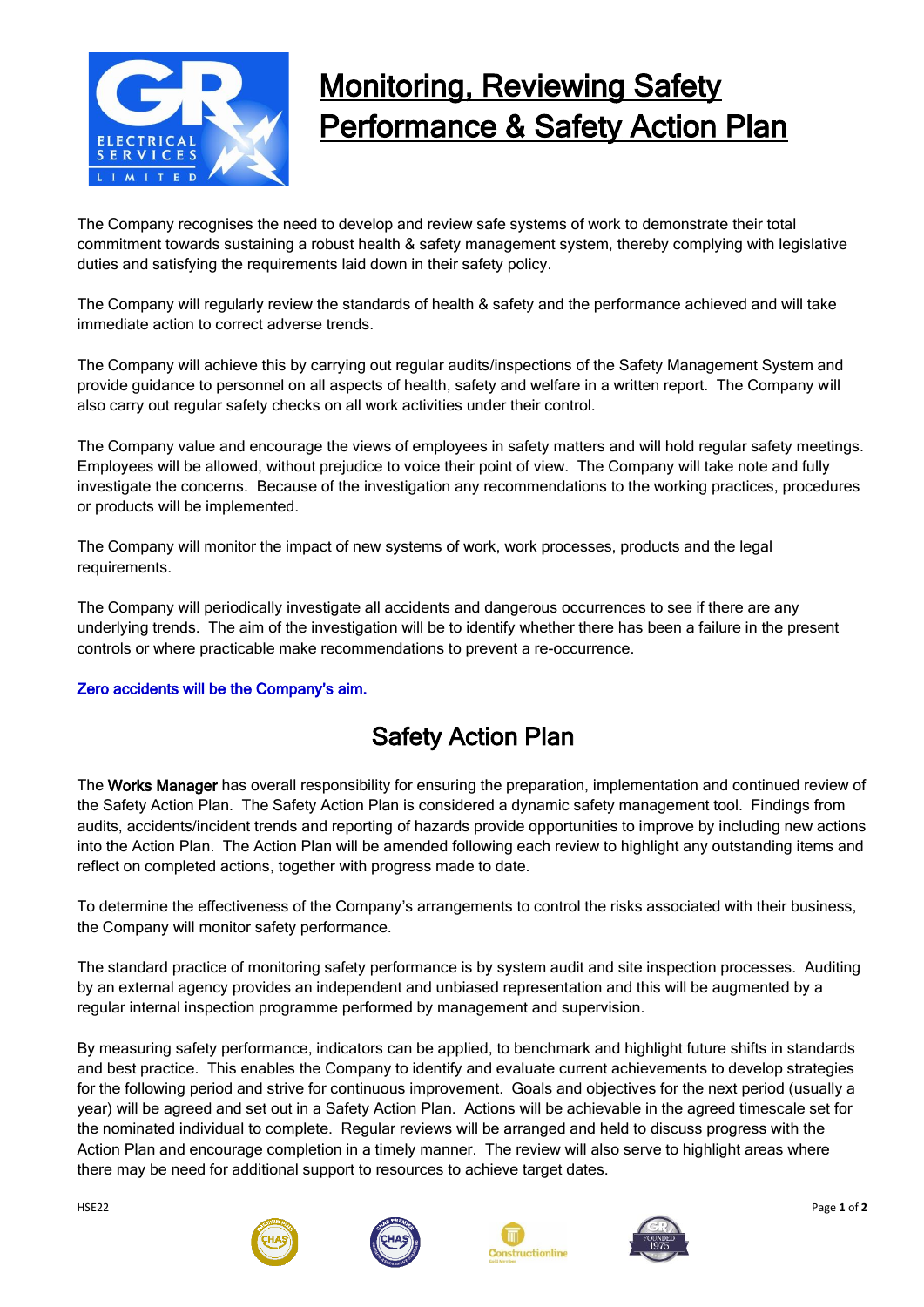# Monitoring, Reviewing Safety Performance & Safety Action Plan

The Company recognises the need to develop and review safe systems of work to demonstrate their total commitment towards sustaining a robust health & safety management system, thereby complying with legislative duties and satisfying the requirements laid down in their safety policy.

The Company will regularly review the standards of health & safety and the performance achieved and will take immediate action to correct adverse trends.

The Company will achieve this by carrying out regular audits/inspections of the Safety Management System and provide guidance to personnel on all aspects of health, safety and welfare in a written report. The Company will also carry out regular safety checks on all work activities under their control.

The Company value and encourage the views of employees in safety matters and will hold regular safety meetings. Employees will be allowed, without prejudice to voice their point of view. The Company will take note and fully investigate the concerns. Because of the investigation any recommendations to the working practices, procedures or products will be implemented.

The Company will monitor the impact of new systems of work, work processes, products and the legal requirements.

The Company will periodically investigate all accidents and dangerous occurrences to see if there are any underlying trends. The aim of the investigation will be to identify whether there has been a failure in the present controls or where practicable make recommendations to prevent a re-occurrence.

Zero accidents will be the Company's aim.

## Safety Action Plan

The **Works Manager** has overall responsibility for ensuring the preparation, implementation and continued review of the Safety Action Plan. The Safety Action Plan is considered a dynamic safety management tool. Findings from audits, accidents/incident trends and reporting of hazards provide opportunities to improve by including new actions into the Action Plan. The Action Plan will be amended following each review to highlight any outstanding items and reflect on completed actions, together with progress made to date.

To determine the effectiveness of the Company's arrangements to control the risks associated with their business, the Company will monitor safety performance.

The standard practice of monitoring safety performance is by system audit and site inspection processes. Auditing by an external agency provides an independent and unbiased representation and this will be augmented by a regular internal inspection programme performed by management and supervision.

By measuring safety performance, indicators can be applied, to benchmark and highlight future shifts in standards and best practice. This enables the Company to identify and evaluate current achievements to develop strategies for the following period and strive for continuous improvement. Goals and objectives for the next period (usually a year) will be agreed and set out in a Safety Action Plan. Actions will be achievable in the agreed timescale set for the nominated individual to complete. Regular reviews will be arranged and held to discuss progress with the Action Plan and encourage completion in a timely manner. The review will also serve to highlight areas where there may be need for additional support to resources to achieve target dates.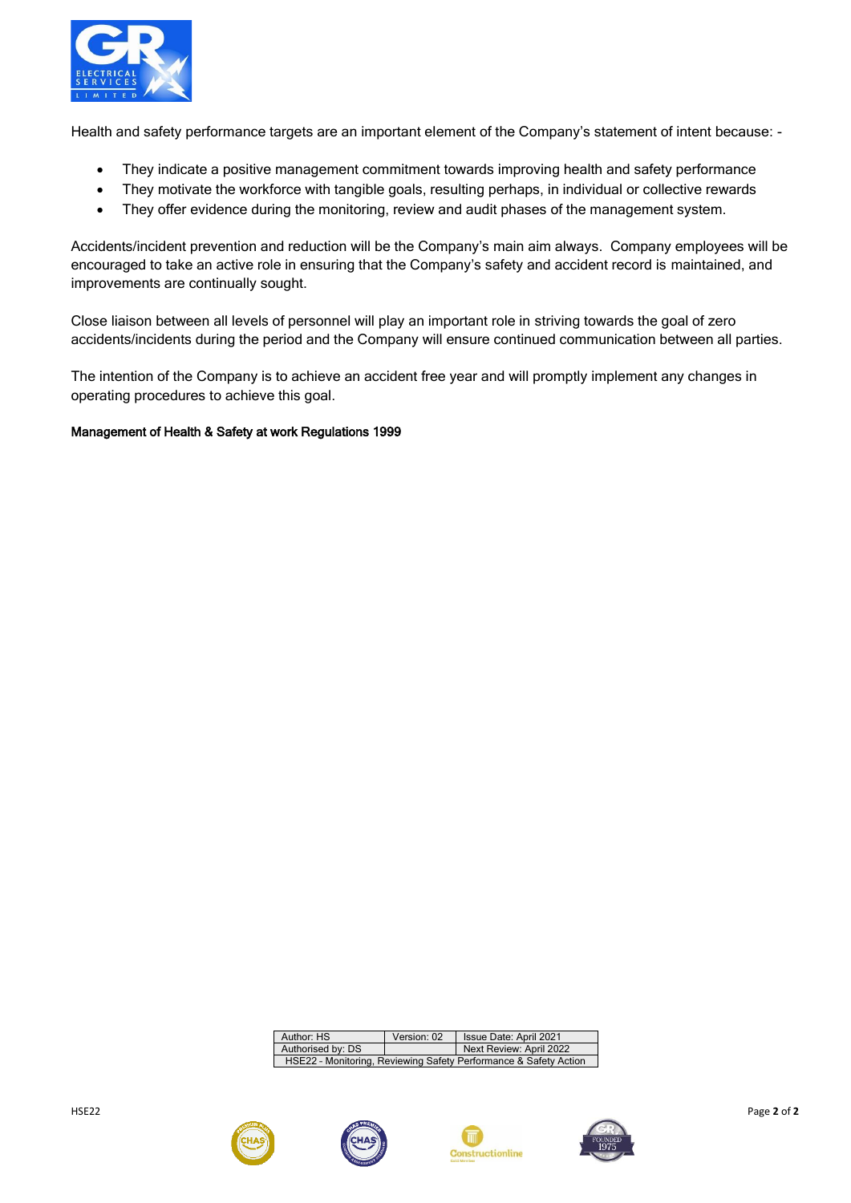Health and safety performance targets are an important element of the Company's statement of intent because: -

- They indicate a positive management commitment towards improving health and safety performance
- They motivate the workforce with tangible goals, resulting perhaps, in individual or collective rewards
- They offer evidence during the monitoring, review and audit phases of the management system.

Accidents/incident prevention and reduction will be the Company's main aim always. Company employees will be encouraged to take an active role in ensuring that the Company's safety and accident record is maintained, and improvements are continually sought.

Close liaison between all levels of personnel will play an important role in striving towards the goal of zero accidents/incidents during the period and the Company will ensure continued communication between all parties.

The intention of the Company is to achieve an accident free year and will promptly implement any changes in operating procedures to achieve this goal.

**Management of Health & Safety at work Regulations 1999**

| | | |
|---|---|---|
| Author: HS | Version: 02 | Issue Date: April 2021 |
| Authorised by: DS | | Next Review: April 2022 |
| HSE22 - Monitoring, Reviewing Safety Performance & Safety Action | | |